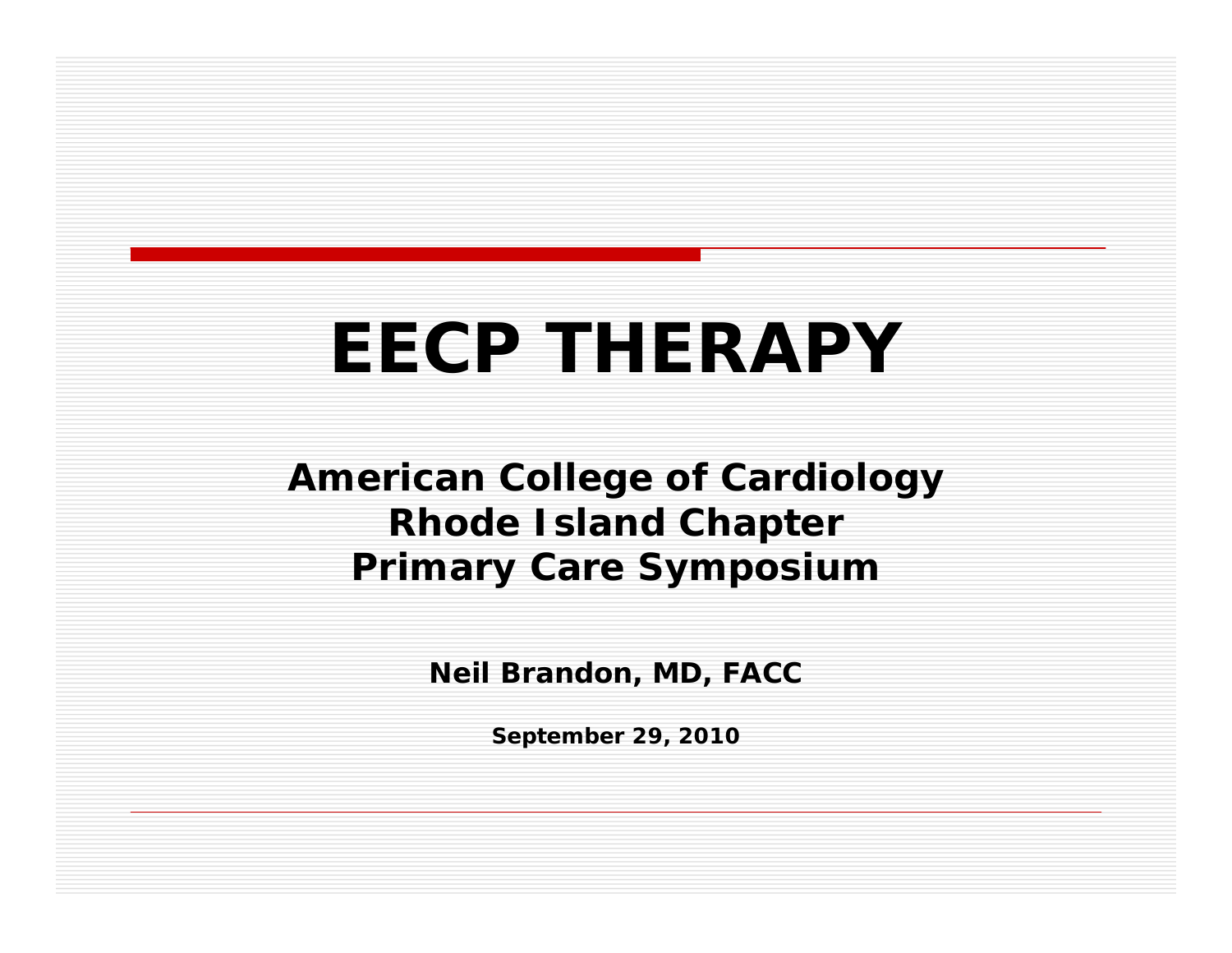# EECP THERAPY

**American College of Cardiology**
**Rhode Island Chapter**
**Primary Care Symposium**

**Neil Brandon, MD, FACC**

**September 29, 2010**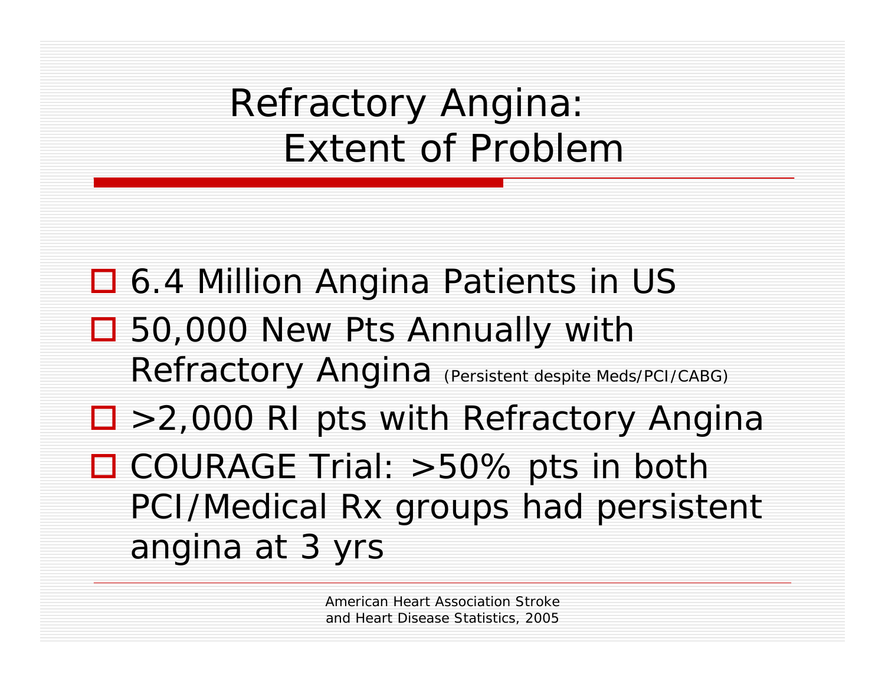# Refractory Angina: Extent of Problem

- 6.4 Million Angina Patients in US
- 50,000 New Pts Annually with Refractory Angina (Persistent despite Meds/PCI/CABG)
- >2,000 RI pts with Refractory Angina
- COURAGE Trial: >50% pts in both PCI/Medical Rx groups had persistent angina at 3 yrs

American Heart Association Stroke and Heart Disease Statistics, 2005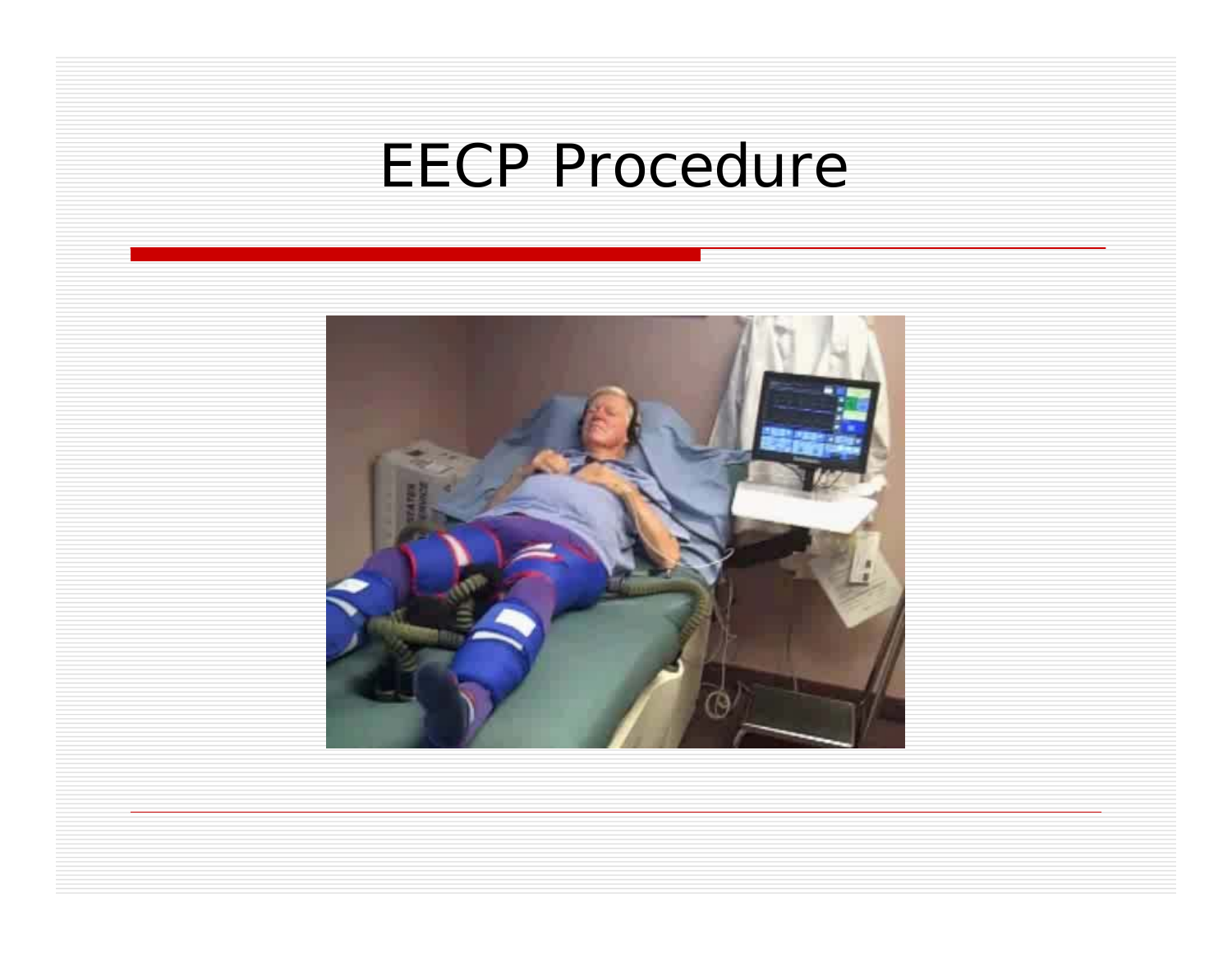# EECP Procedure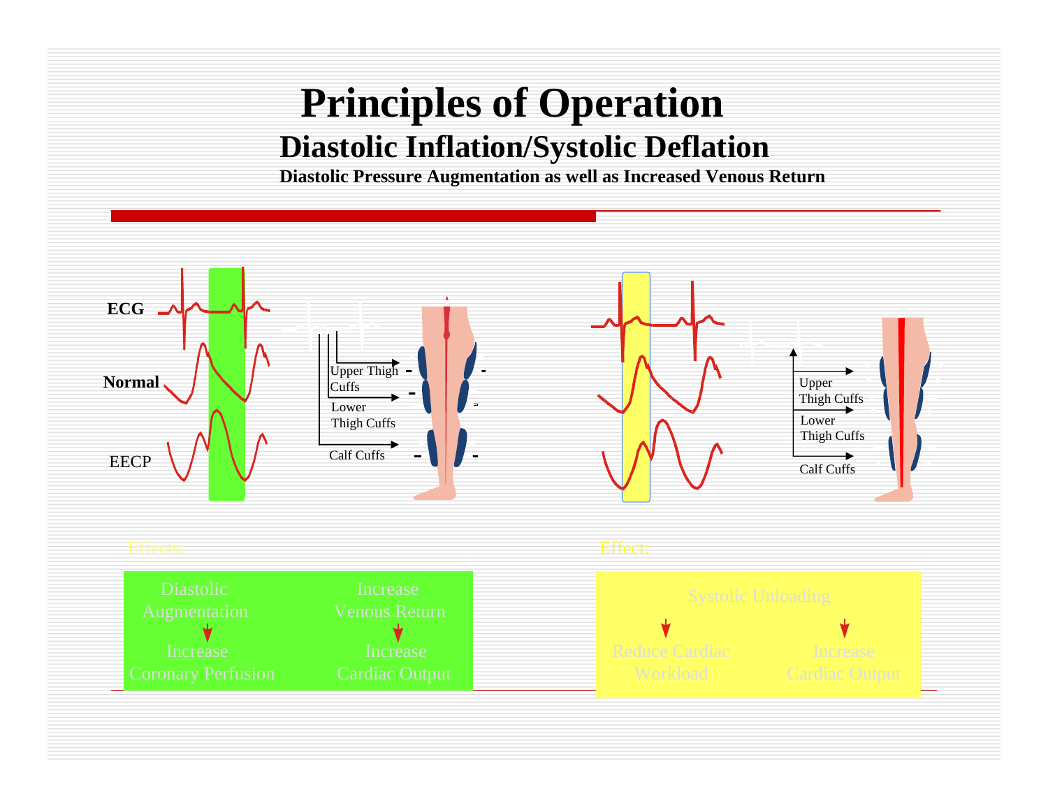# Principles of Operation

## Diastolic Inflation/Systolic Deflation

**Diastolic Pressure Augmentation as well as Increased Venous Return**

ECG

Normal

EECP

Upper Thigh Cuffs

Lower Thigh Cuffs

Calf Cuffs

Upper Thigh Cuffs

Lower Thigh Cuffs

Calf Cuffs

Effects:

Diastolic Augmentation → Increase Coronary Perfusion

Increase Venous Return → Increase Cardiac Output

Effect:

Systolic Unloading

→ Reduce Cardiac Workload

→ Increase Cardiac Output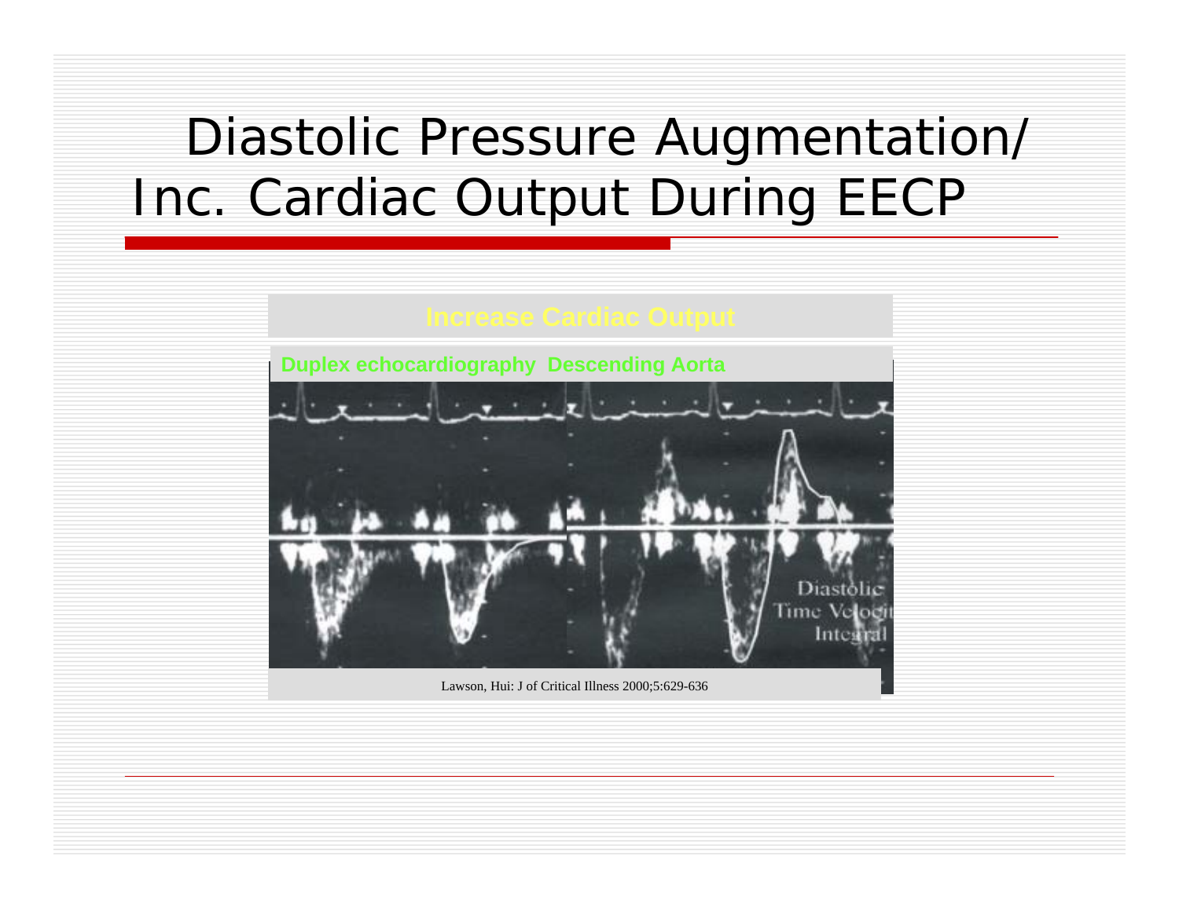# Diastolic Pressure Augmentation/ Inc. Cardiac Output During EECP

Increase Cardiac Output

Duplex echocardiography  Descending Aorta

Diastolic Time Velocit Integral

Lawson, Hui: J of Critical Illness 2000;5:629-636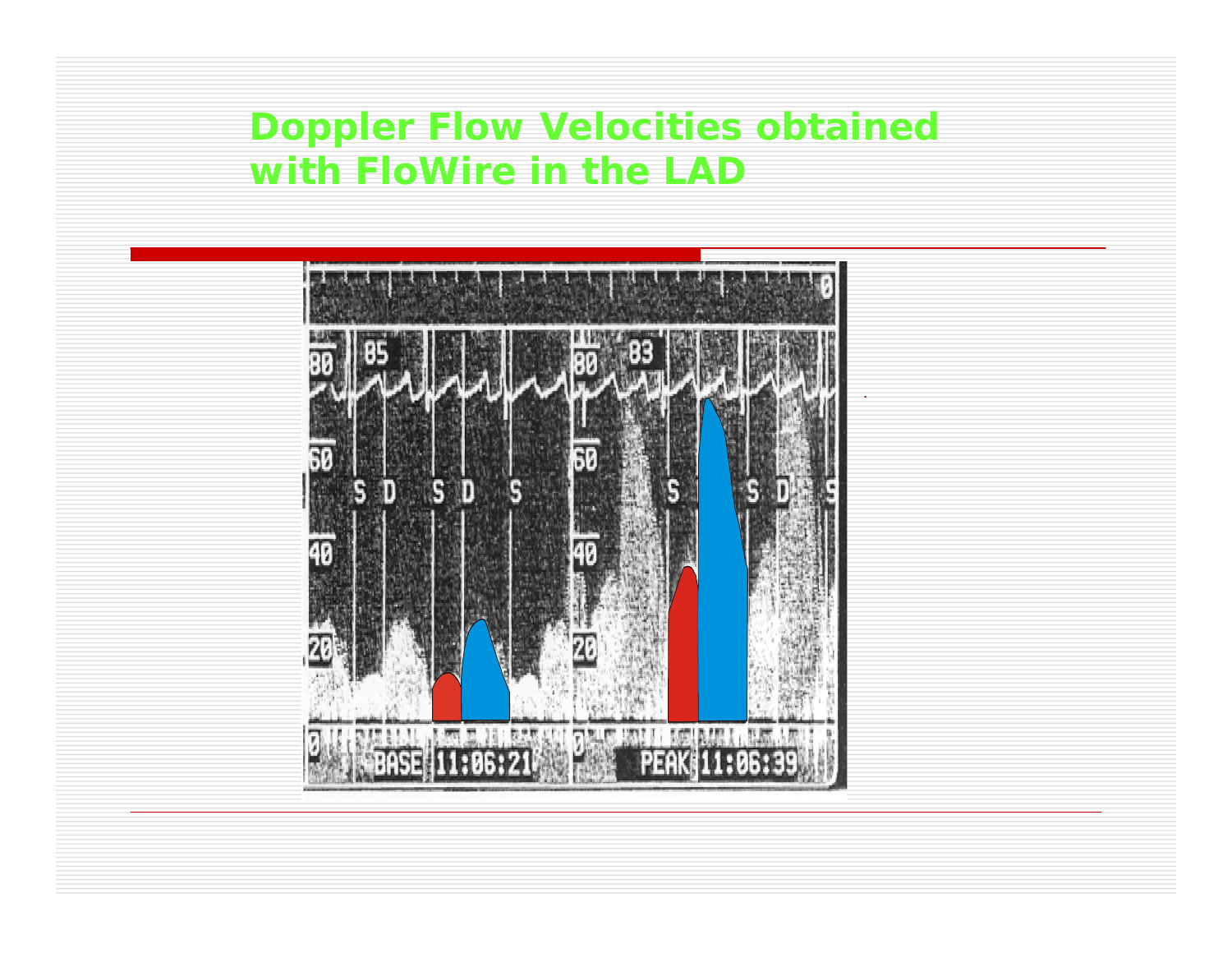# Doppler Flow Velocities obtained with FloWire in the LAD

0

80
85
60
S D S D S
40
20
0
BASE 11:06:21

80
83
60
S S D S
40
20
0
PEAK 11:06:39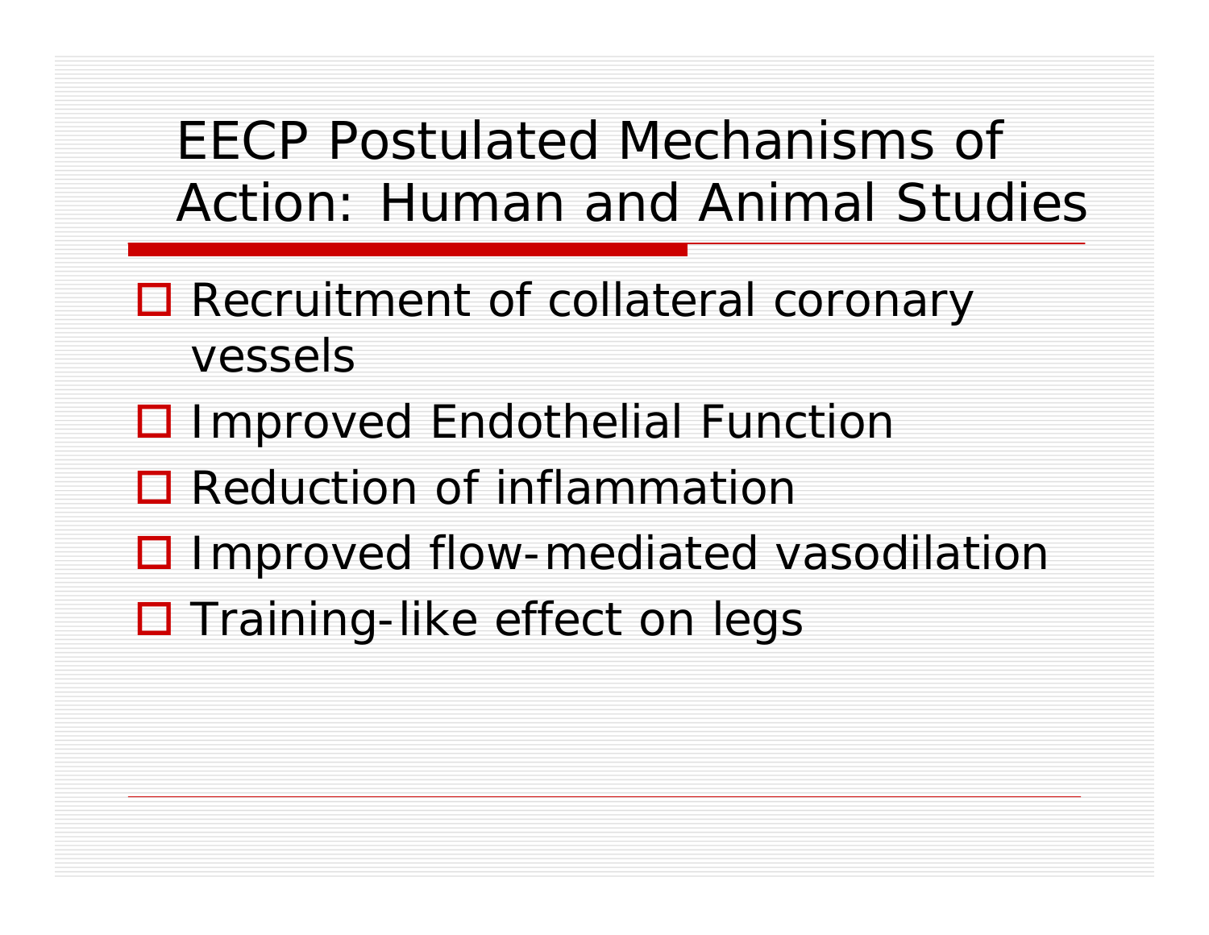# EECP Postulated Mechanisms of Action: Human and Animal Studies

- Recruitment of collateral coronary vessels
- Improved Endothelial Function
- Reduction of inflammation
- Improved flow-mediated vasodilation
- Training-like effect on legs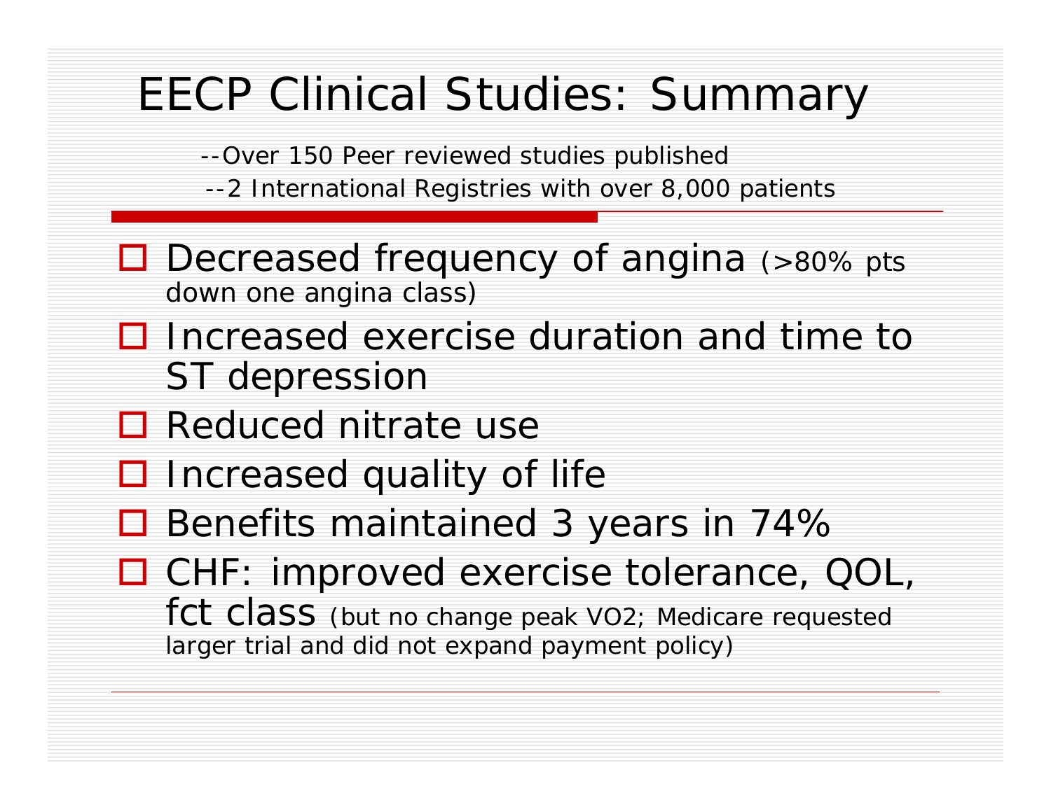# EECP Clinical Studies: Summary

--Over 150 Peer reviewed studies published

--2 International Registries with over 8,000 patients

- Decreased frequency of angina (>80% pts down one angina class)
- Increased exercise duration and time to ST depression
- Reduced nitrate use
- Increased quality of life
- Benefits maintained 3 years in 74%
- CHF: improved exercise tolerance, QOL, fct class (but no change peak VO2; Medicare requested larger trial and did not expand payment policy)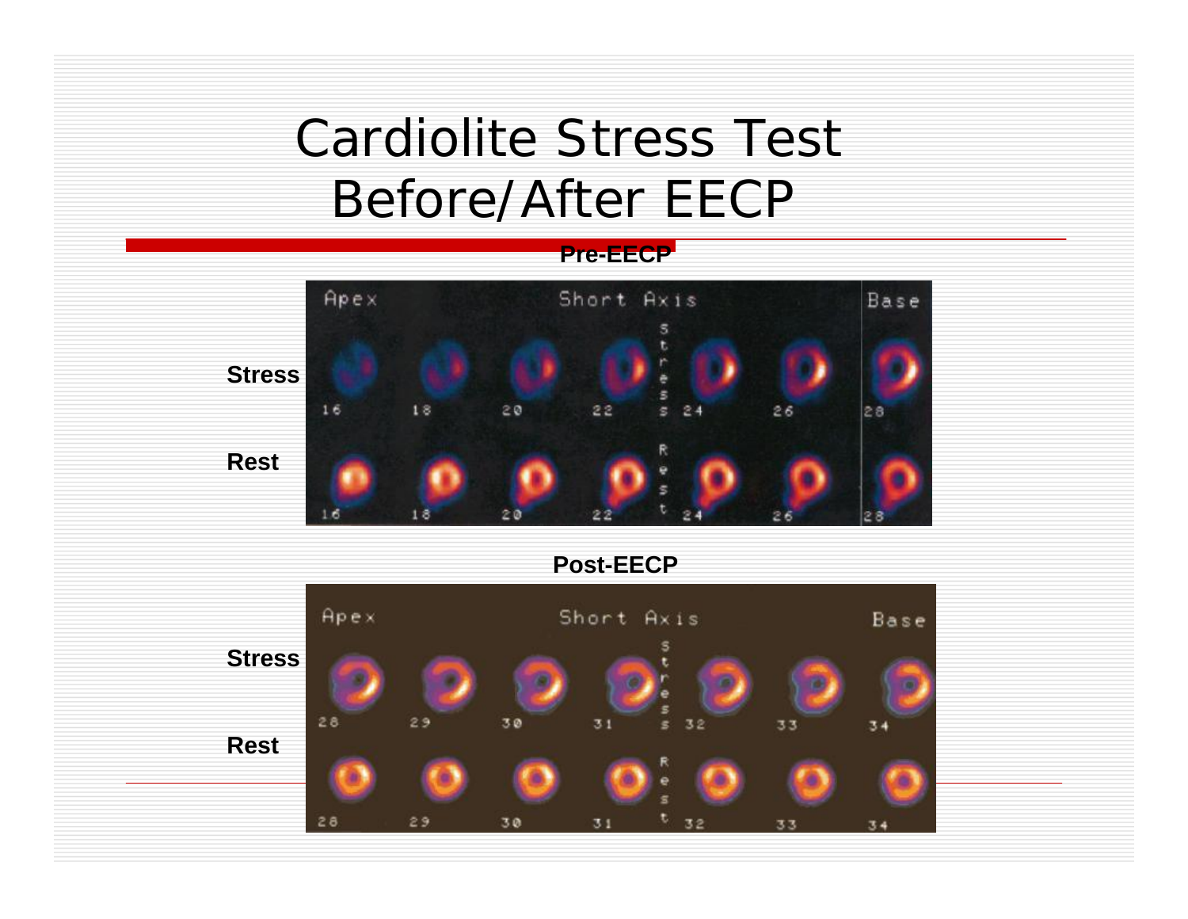# Cardiolite Stress Test Before/After EECP

**Pre-EECP**

**Stress**

**Rest**

Apex

Short Axis

Base

Stress

16 18 20 22 24 26 28

Rest

16 18 20 22 24 26 28

**Post-EECP**

**Stress**

**Rest**

Apex

Short Axis

Base

Stress

28 29 30 31 32 33 34

Rest

28 29 30 31 32 33 34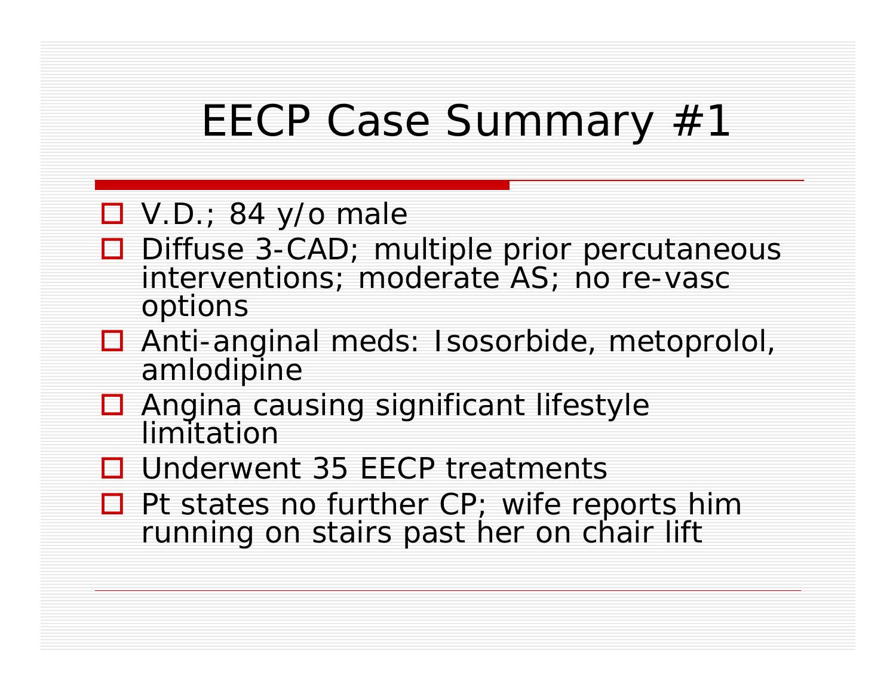# EECP Case Summary #1

- V.D.; 84 y/o male
- Diffuse 3-CAD; multiple prior percutaneous interventions; moderate AS; no re-vasc options
- Anti-anginal meds: Isosorbide, metoprolol, amlodipine
- Angina causing significant lifestyle limitation
- Underwent 35 EECP treatments
- Pt states no further CP; wife reports him running on stairs past her on chair lift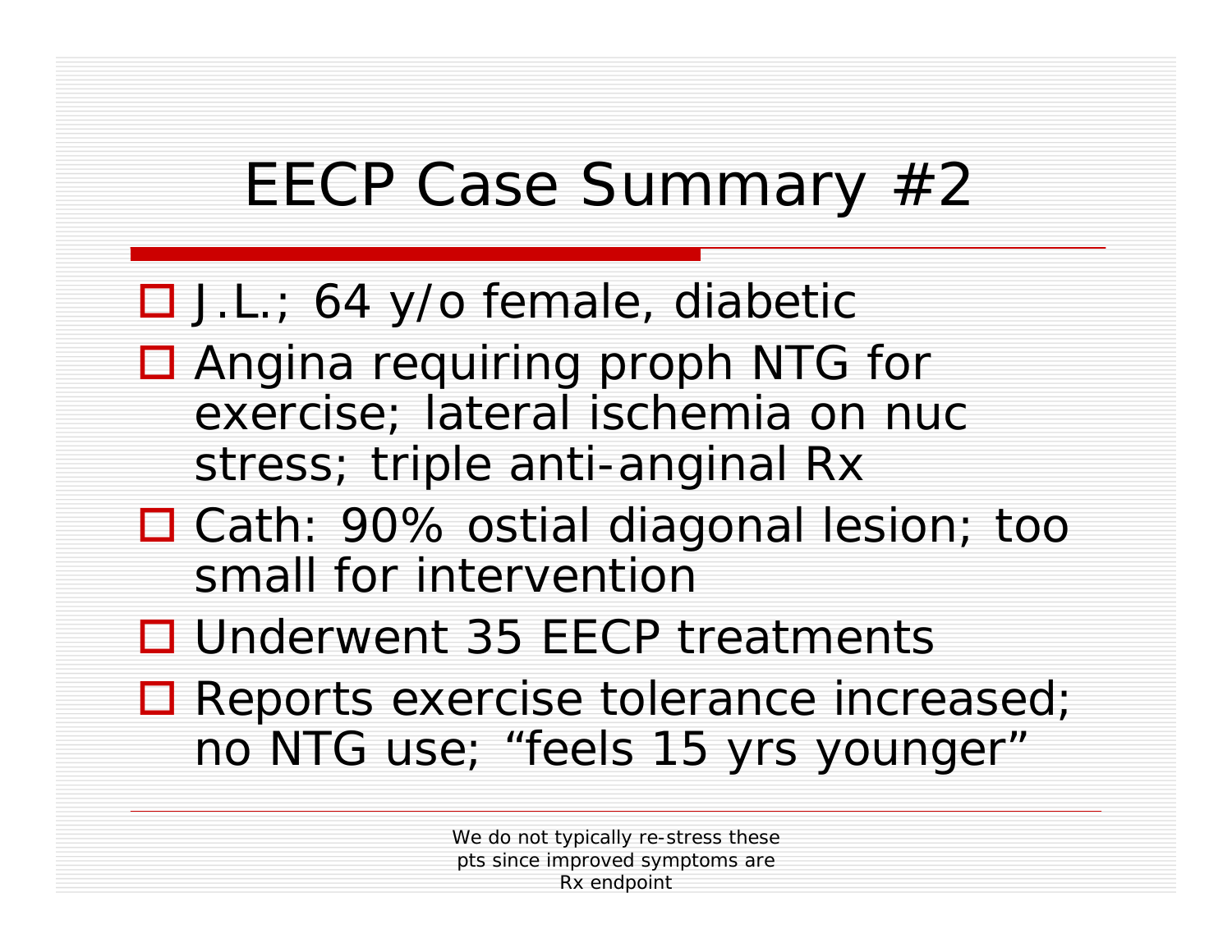# EECP Case Summary #2

- J.L.; 64 y/o female, diabetic
- Angina requiring proph NTG for exercise; lateral ischemia on nuc stress; triple anti-anginal Rx
- Cath: 90% ostial diagonal lesion; too small for intervention
- Underwent 35 EECP treatments
- Reports exercise tolerance increased; no NTG use; "feels 15 yrs younger"

We do not typically re-stress these pts since improved symptoms are Rx endpoint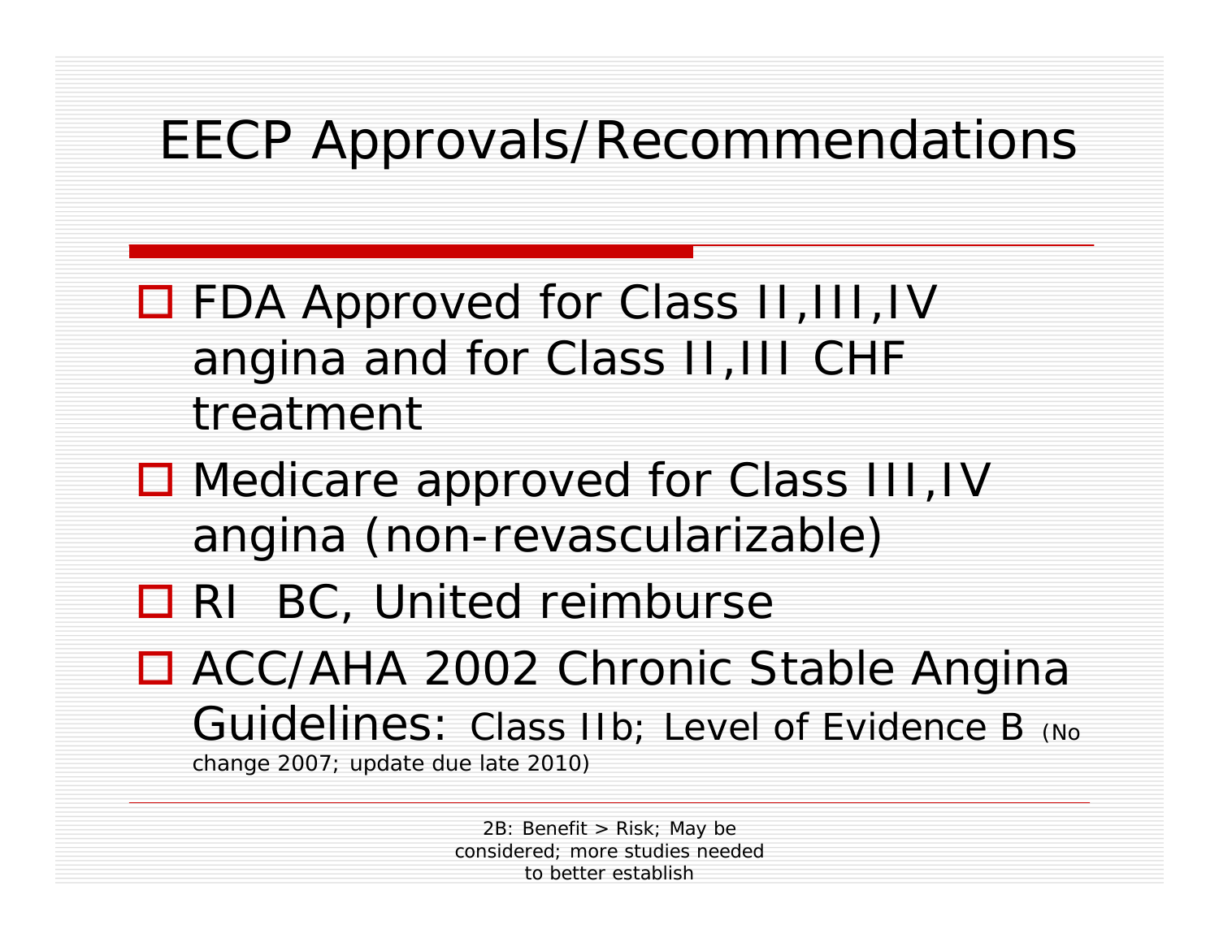# EECP Approvals/Recommendations

- FDA Approved for Class II,III,IV angina and for Class II,III CHF treatment
- Medicare approved for Class III,IV angina (non-revascularizable)
- RI BC, United reimburse
- ACC/AHA 2002 Chronic Stable Angina Guidelines: Class IIb; Level of Evidence B (No change 2007; update due late 2010)

2B: Benefit > Risk; May be considered; more studies needed to better establish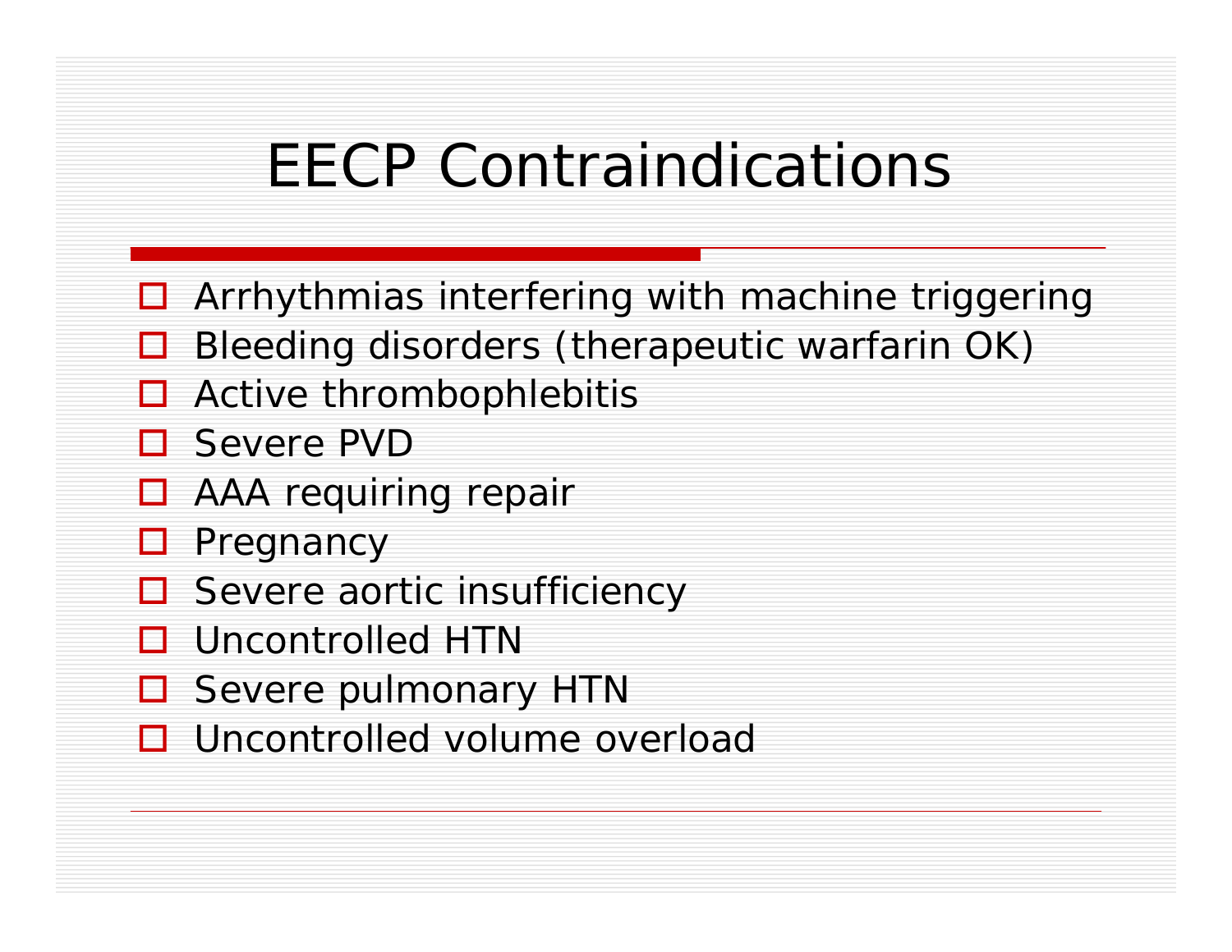# EECP Contraindications

- Arrhythmias interfering with machine triggering
- Bleeding disorders (therapeutic warfarin OK)
- Active thrombophlebitis
- Severe PVD
- AAA requiring repair
- Pregnancy
- Severe aortic insufficiency
- Uncontrolled HTN
- Severe pulmonary HTN
- Uncontrolled volume overload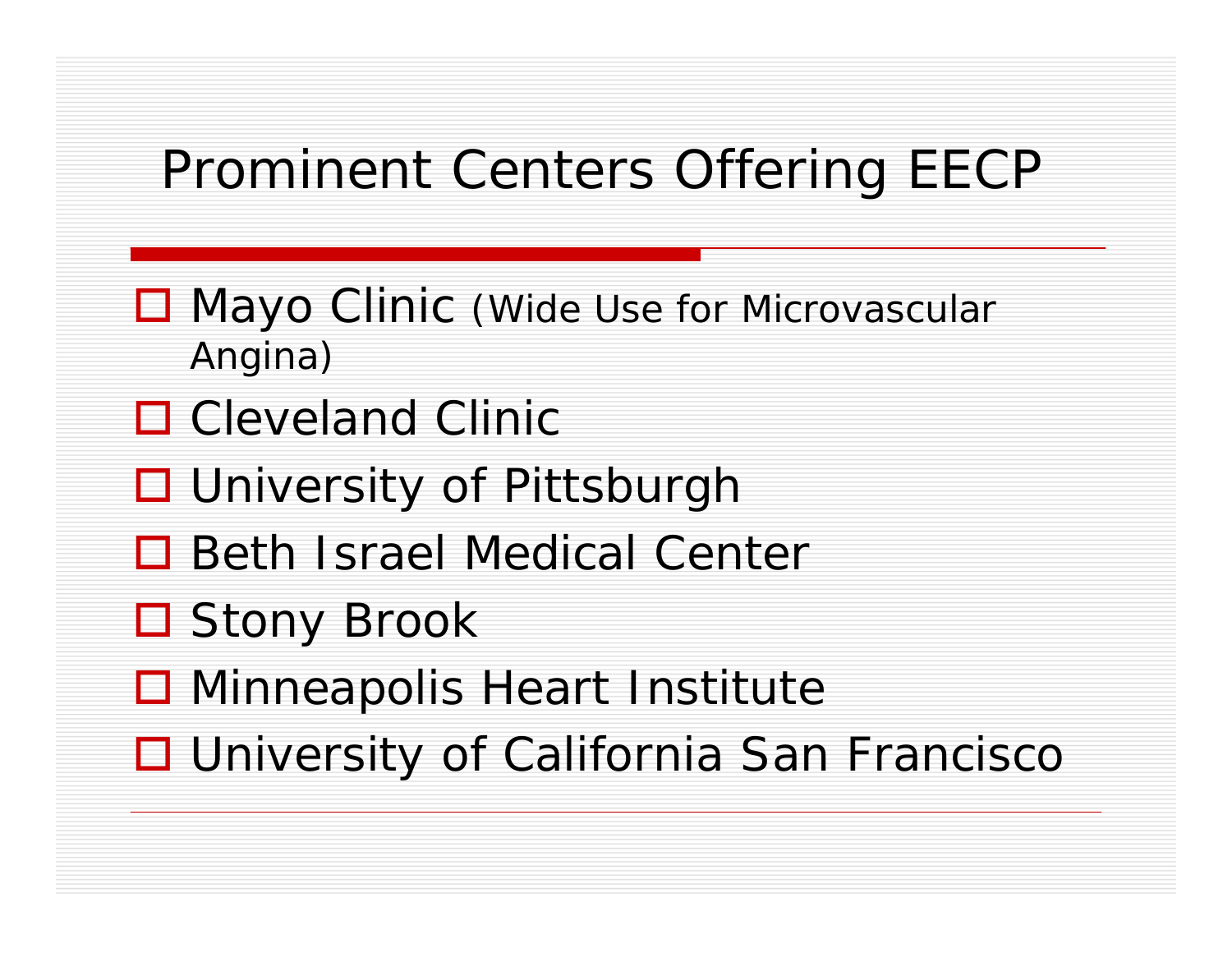# Prominent Centers Offering EECP

- Mayo Clinic (Wide Use for Microvascular Angina)
- Cleveland Clinic
- University of Pittsburgh
- Beth Israel Medical Center
- Stony Brook
- Minneapolis Heart Institute
- University of California San Francisco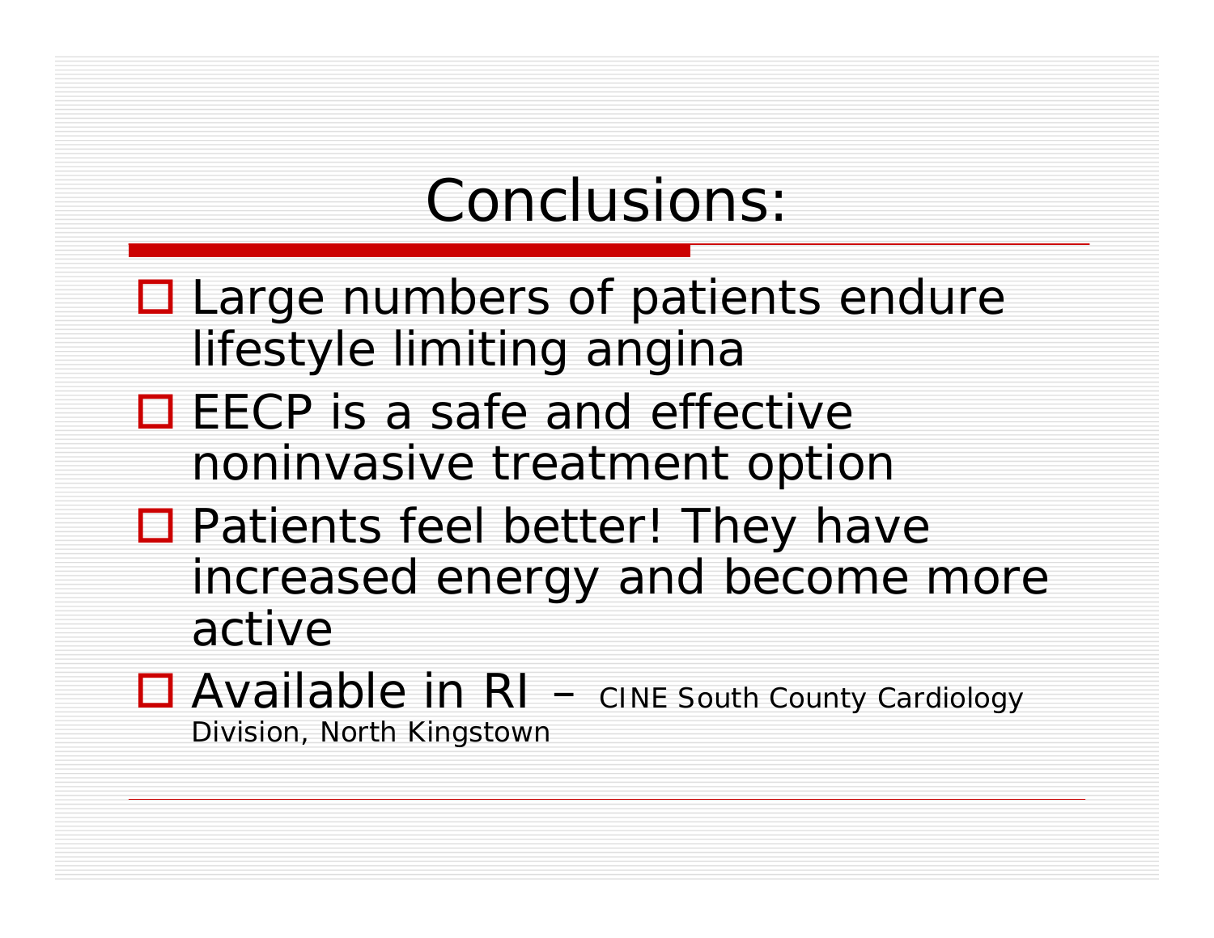# Conclusions:

- Large numbers of patients endure lifestyle limiting angina
- EECP is a safe and effective noninvasive treatment option
- Patients feel better! They have increased energy and become more active
- Available in RI – CINE South County Cardiology Division, North Kingstown